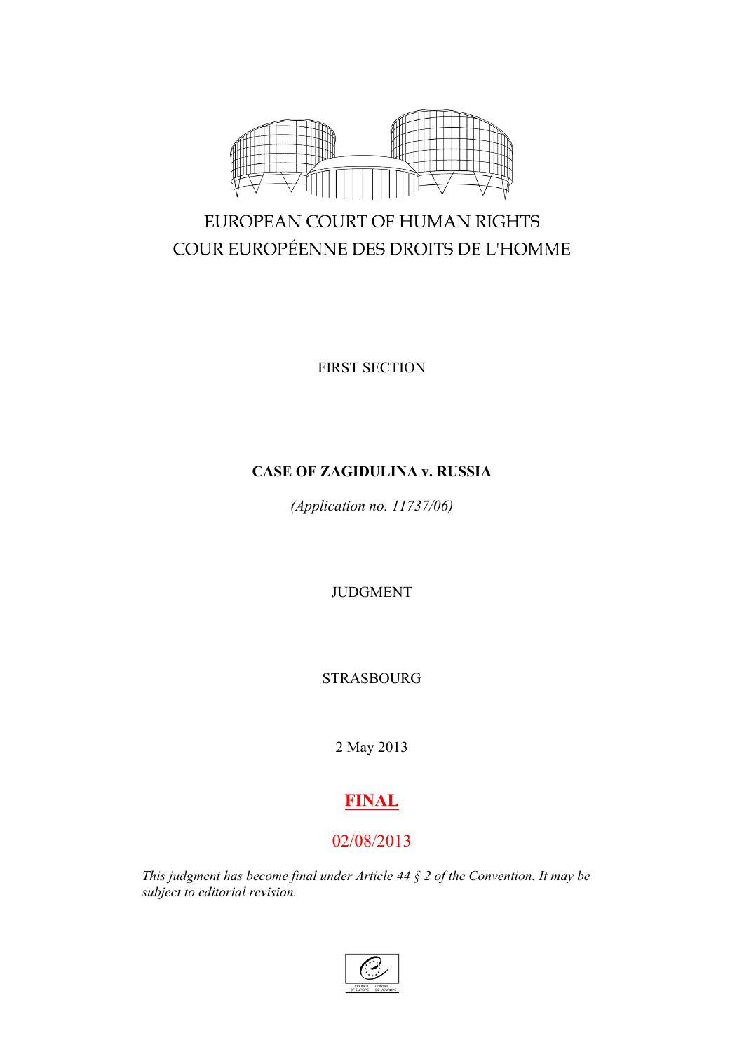EUROPEAN COURT OF HUMAN RIGHTS

COUR EUROPÉENNE DES DROITS DE L'HOMME

FIRST SECTION

**CASE OF ZAGIDULINA v. RUSSIA**

*(Application no. 11737/06)*

JUDGMENT

STRASBOURG

2 May 2013

**FINAL**

02/08/2013

*This judgment has become final under Article 44 § 2 of the Convention. It may be subject to editorial revision.*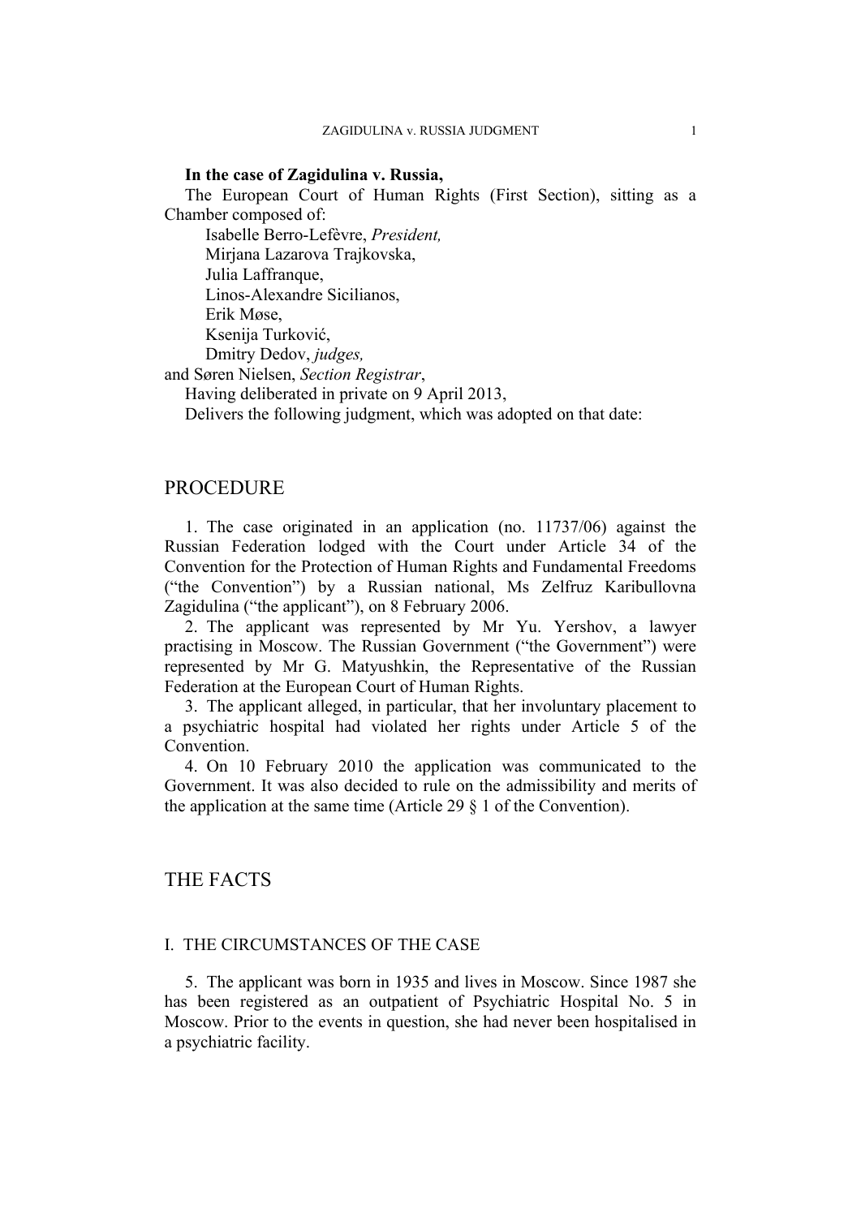**In the case of Zagidulina v. Russia,**

The European Court of Human Rights (First Section), sitting as a Chamber composed of:

Isabelle Berro-Lefèvre, *President,*
Mirjana Lazarova Trajkovska,
Julia Laffranque,
Linos-Alexandre Sicilianos,
Erik Møse,
Ksenija Turković,
Dmitry Dedov, *judges,*
and Søren Nielsen, *Section Registrar*,

Having deliberated in private on 9 April 2013,

Delivers the following judgment, which was adopted on that date:

# PROCEDURE

1. The case originated in an application (no. 11737/06) against the Russian Federation lodged with the Court under Article 34 of the Convention for the Protection of Human Rights and Fundamental Freedoms ("the Convention") by a Russian national, Ms Zelfruz Karibullovna Zagidulina ("the applicant"), on 8 February 2006.

2. The applicant was represented by Mr Yu. Yershov, a lawyer practising in Moscow. The Russian Government ("the Government") were represented by Mr G. Matyushkin, the Representative of the Russian Federation at the European Court of Human Rights.

3. The applicant alleged, in particular, that her involuntary placement to a psychiatric hospital had violated her rights under Article 5 of the Convention.

4. On 10 February 2010 the application was communicated to the Government. It was also decided to rule on the admissibility and merits of the application at the same time (Article 29 § 1 of the Convention).

# THE FACTS

## I. THE CIRCUMSTANCES OF THE CASE

5. The applicant was born in 1935 and lives in Moscow. Since 1987 she has been registered as an outpatient of Psychiatric Hospital No. 5 in Moscow. Prior to the events in question, she had never been hospitalised in a psychiatric facility.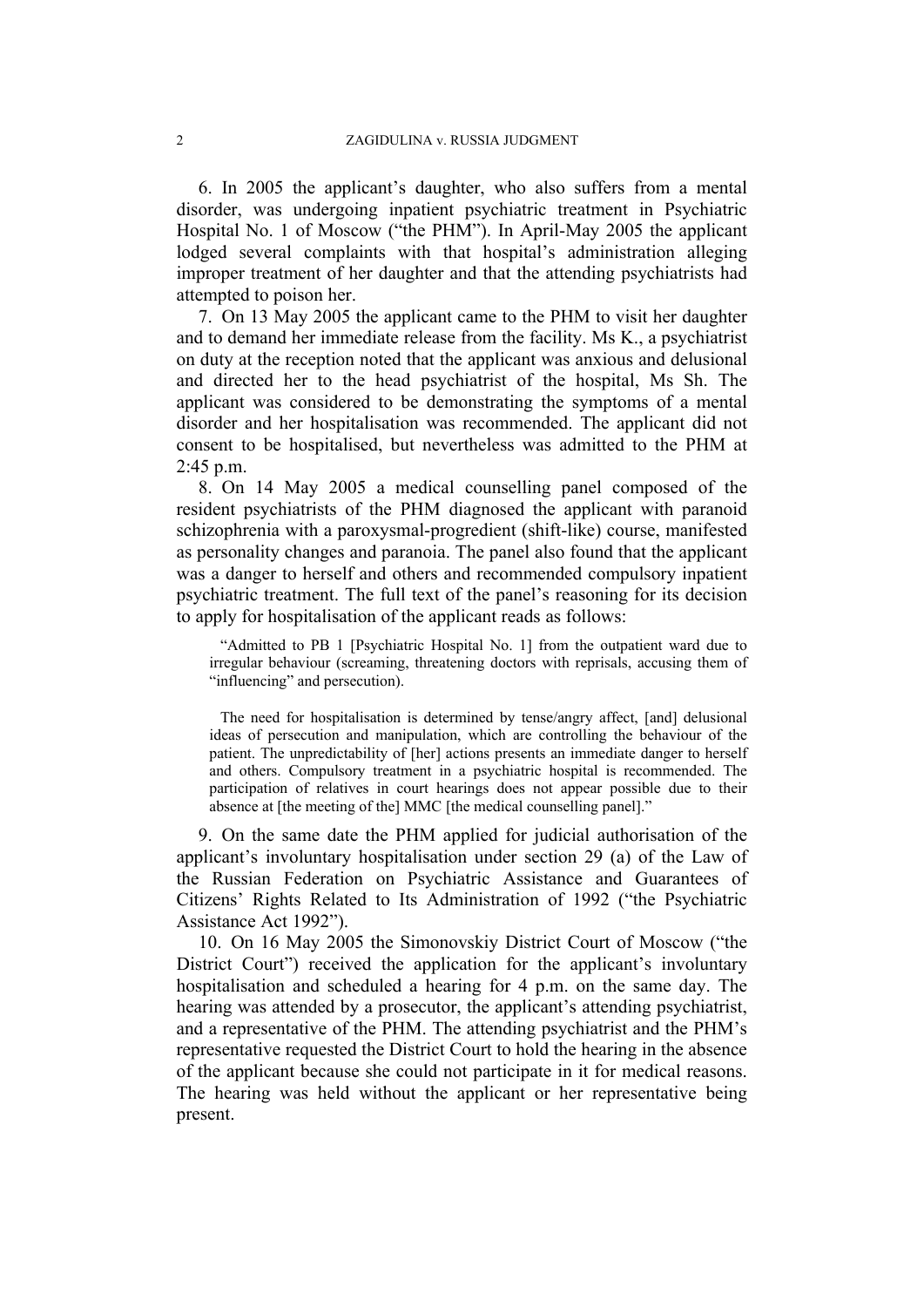6. In 2005 the applicant's daughter, who also suffers from a mental disorder, was undergoing inpatient psychiatric treatment in Psychiatric Hospital No. 1 of Moscow ("the PHM"). In April-May 2005 the applicant lodged several complaints with that hospital's administration alleging improper treatment of her daughter and that the attending psychiatrists had attempted to poison her.

7. On 13 May 2005 the applicant came to the PHM to visit her daughter and to demand her immediate release from the facility. Ms K., a psychiatrist on duty at the reception noted that the applicant was anxious and delusional and directed her to the head psychiatrist of the hospital, Ms Sh. The applicant was considered to be demonstrating the symptoms of a mental disorder and her hospitalisation was recommended. The applicant did not consent to be hospitalised, but nevertheless was admitted to the PHM at 2:45 p.m.

8. On 14 May 2005 a medical counselling panel composed of the resident psychiatrists of the PHM diagnosed the applicant with paranoid schizophrenia with a paroxysmal-progredient (shift-like) course, manifested as personality changes and paranoia. The panel also found that the applicant was a danger to herself and others and recommended compulsory inpatient psychiatric treatment. The full text of the panel's reasoning for its decision to apply for hospitalisation of the applicant reads as follows:

> "Admitted to PB 1 [Psychiatric Hospital No. 1] from the outpatient ward due to irregular behaviour (screaming, threatening doctors with reprisals, accusing them of "influencing" and persecution).
>
> The need for hospitalisation is determined by tense/angry affect, [and] delusional ideas of persecution and manipulation, which are controlling the behaviour of the patient. The unpredictability of [her] actions presents an immediate danger to herself and others. Compulsory treatment in a psychiatric hospital is recommended. The participation of relatives in court hearings does not appear possible due to their absence at [the meeting of the] MMC [the medical counselling panel]."

9. On the same date the PHM applied for judicial authorisation of the applicant's involuntary hospitalisation under section 29 (a) of the Law of the Russian Federation on Psychiatric Assistance and Guarantees of Citizens' Rights Related to Its Administration of 1992 ("the Psychiatric Assistance Act 1992").

10. On 16 May 2005 the Simonovskiy District Court of Moscow ("the District Court") received the application for the applicant's involuntary hospitalisation and scheduled a hearing for 4 p.m. on the same day. The hearing was attended by a prosecutor, the applicant's attending psychiatrist, and a representative of the PHM. The attending psychiatrist and the PHM's representative requested the District Court to hold the hearing in the absence of the applicant because she could not participate in it for medical reasons. The hearing was held without the applicant or her representative being present.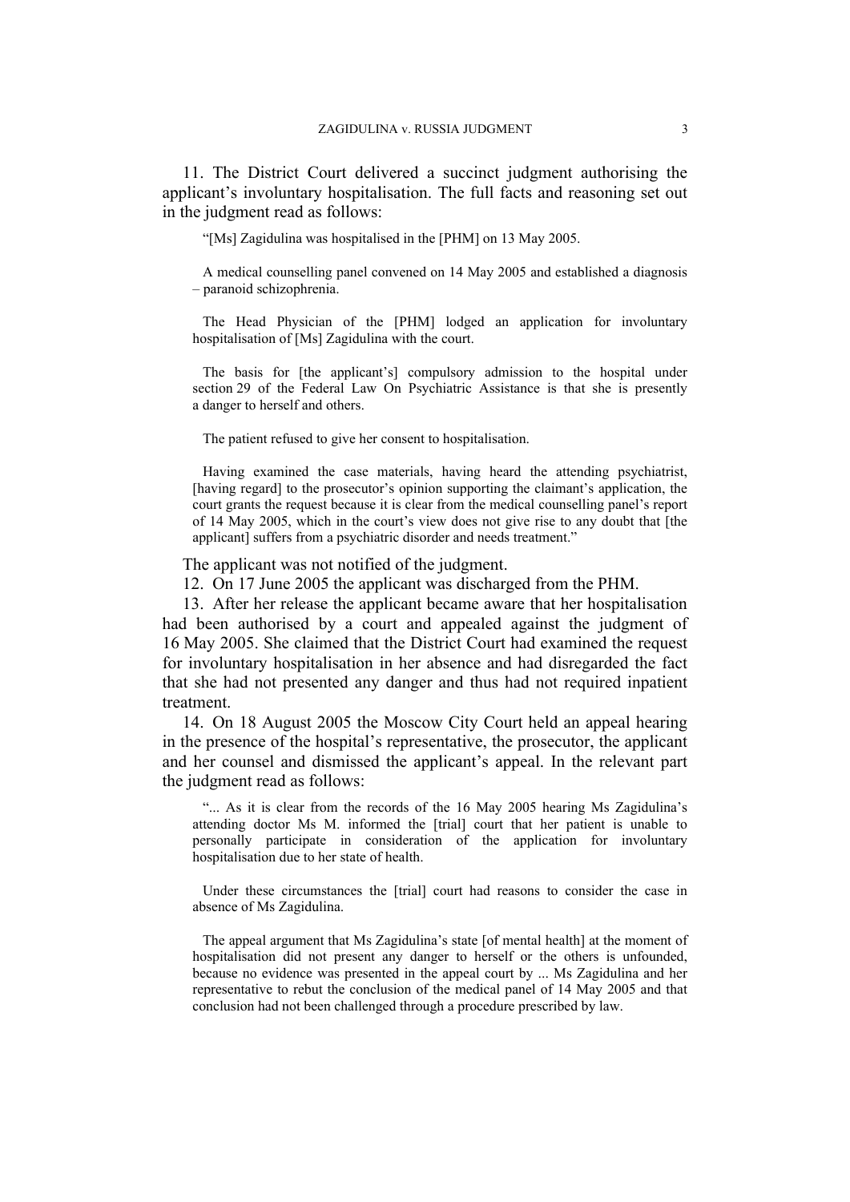11. The District Court delivered a succinct judgment authorising the applicant's involuntary hospitalisation. The full facts and reasoning set out in the judgment read as follows:

> "[Ms] Zagidulina was hospitalised in the [PHM] on 13 May 2005.
>
> A medical counselling panel convened on 14 May 2005 and established a diagnosis – paranoid schizophrenia.
>
> The Head Physician of the [PHM] lodged an application for involuntary hospitalisation of [Ms] Zagidulina with the court.
>
> The basis for [the applicant's] compulsory admission to the hospital under section 29 of the Federal Law On Psychiatric Assistance is that she is presently a danger to herself and others.
>
> The patient refused to give her consent to hospitalisation.
>
> Having examined the case materials, having heard the attending psychiatrist, [having regard] to the prosecutor's opinion supporting the claimant's application, the court grants the request because it is clear from the medical counselling panel's report of 14 May 2005, which in the court's view does not give rise to any doubt that [the applicant] suffers from a psychiatric disorder and needs treatment."

The applicant was not notified of the judgment.

12. On 17 June 2005 the applicant was discharged from the PHM.

13. After her release the applicant became aware that her hospitalisation had been authorised by a court and appealed against the judgment of 16 May 2005. She claimed that the District Court had examined the request for involuntary hospitalisation in her absence and had disregarded the fact that she had not presented any danger and thus had not required inpatient treatment.

14. On 18 August 2005 the Moscow City Court held an appeal hearing in the presence of the hospital's representative, the prosecutor, the applicant and her counsel and dismissed the applicant's appeal. In the relevant part the judgment read as follows:

> "... As it is clear from the records of the 16 May 2005 hearing Ms Zagidulina's attending doctor Ms M. informed the [trial] court that her patient is unable to personally participate in consideration of the application for involuntary hospitalisation due to her state of health.
>
> Under these circumstances the [trial] court had reasons to consider the case in absence of Ms Zagidulina.
>
> The appeal argument that Ms Zagidulina's state [of mental health] at the moment of hospitalisation did not present any danger to herself or the others is unfounded, because no evidence was presented in the appeal court by ... Ms Zagidulina and her representative to rebut the conclusion of the medical panel of 14 May 2005 and that conclusion had not been challenged through a procedure prescribed by law.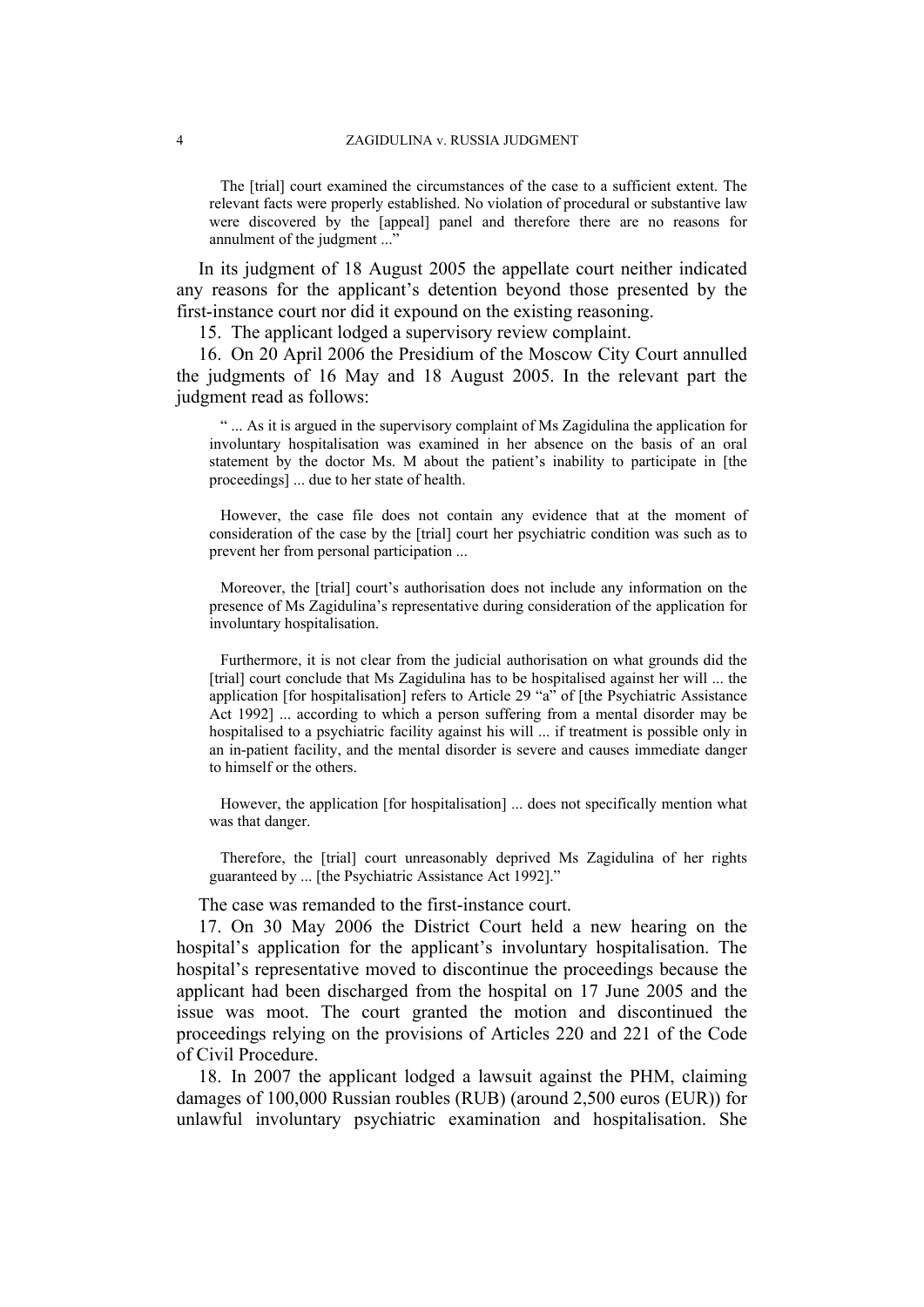> The [trial] court examined the circumstances of the case to a sufficient extent. The relevant facts were properly established. No violation of procedural or substantive law were discovered by the [appeal] panel and therefore there are no reasons for annulment of the judgment ...”

In its judgment of 18 August 2005 the appellate court neither indicated any reasons for the applicant’s detention beyond those presented by the first-instance court nor did it expound on the existing reasoning.

15. The applicant lodged a supervisory review complaint.

16. On 20 April 2006 the Presidium of the Moscow City Court annulled the judgments of 16 May and 18 August 2005. In the relevant part the judgment read as follows:

> “ ... As it is argued in the supervisory complaint of Ms Zagidulina the application for involuntary hospitalisation was examined in her absence on the basis of an oral statement by the doctor Ms. M about the patient’s inability to participate in [the proceedings] ... due to her state of health.
>
> However, the case file does not contain any evidence that at the moment of consideration of the case by the [trial] court her psychiatric condition was such as to prevent her from personal participation ...
>
> Moreover, the [trial] court’s authorisation does not include any information on the presence of Ms Zagidulina’s representative during consideration of the application for involuntary hospitalisation.
>
> Furthermore, it is not clear from the judicial authorisation on what grounds did the [trial] court conclude that Ms Zagidulina has to be hospitalised against her will ... the application [for hospitalisation] refers to Article 29 “a” of [the Psychiatric Assistance Act 1992] ... according to which a person suffering from a mental disorder may be hospitalised to a psychiatric facility against his will ... if treatment is possible only in an in-patient facility, and the mental disorder is severe and causes immediate danger to himself or the others.
>
> However, the application [for hospitalisation] ... does not specifically mention what was that danger.
>
> Therefore, the [trial] court unreasonably deprived Ms Zagidulina of her rights guaranteed by ... [the Psychiatric Assistance Act 1992].”

The case was remanded to the first-instance court.

17. On 30 May 2006 the District Court held a new hearing on the hospital’s application for the applicant’s involuntary hospitalisation. The hospital’s representative moved to discontinue the proceedings because the applicant had been discharged from the hospital on 17 June 2005 and the issue was moot. The court granted the motion and discontinued the proceedings relying on the provisions of Articles 220 and 221 of the Code of Civil Procedure.

18. In 2007 the applicant lodged a lawsuit against the PHM, claiming damages of 100,000 Russian roubles (RUB) (around 2,500 euros (EUR)) for unlawful involuntary psychiatric examination and hospitalisation. She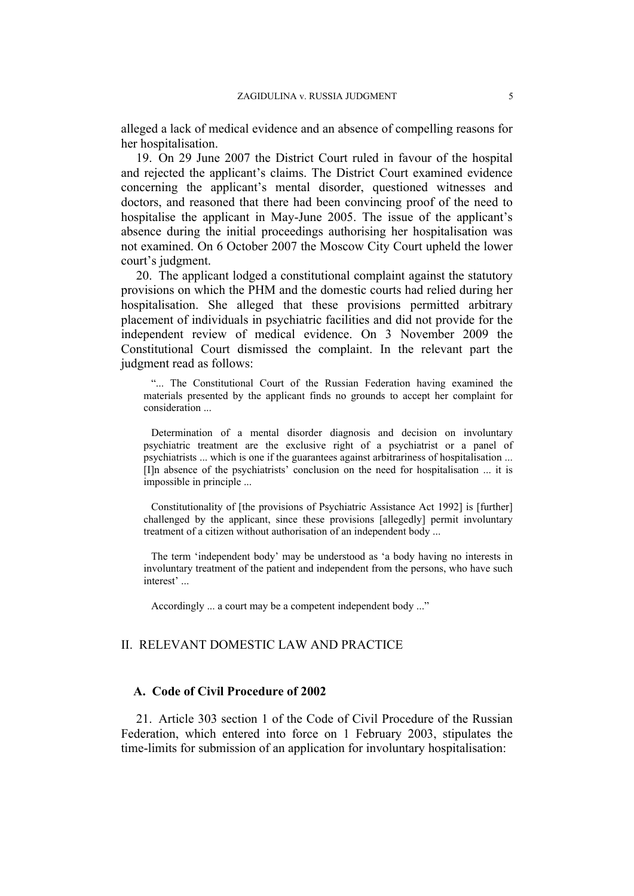alleged a lack of medical evidence and an absence of compelling reasons for her hospitalisation.

19. On 29 June 2007 the District Court ruled in favour of the hospital and rejected the applicant's claims. The District Court examined evidence concerning the applicant's mental disorder, questioned witnesses and doctors, and reasoned that there had been convincing proof of the need to hospitalise the applicant in May-June 2005. The issue of the applicant's absence during the initial proceedings authorising her hospitalisation was not examined. On 6 October 2007 the Moscow City Court upheld the lower court's judgment.

20. The applicant lodged a constitutional complaint against the statutory provisions on which the PHM and the domestic courts had relied during her hospitalisation. She alleged that these provisions permitted arbitrary placement of individuals in psychiatric facilities and did not provide for the independent review of medical evidence. On 3 November 2009 the Constitutional Court dismissed the complaint. In the relevant part the judgment read as follows:

> "... The Constitutional Court of the Russian Federation having examined the materials presented by the applicant finds no grounds to accept her complaint for consideration ...
>
> Determination of a mental disorder diagnosis and decision on involuntary psychiatric treatment are the exclusive right of a psychiatrist or a panel of psychiatrists ... which is one if the guarantees against arbitrariness of hospitalisation ... [I]n absence of the psychiatrists' conclusion on the need for hospitalisation ... it is impossible in principle ...
>
> Constitutionality of [the provisions of Psychiatric Assistance Act 1992] is [further] challenged by the applicant, since these provisions [allegedly] permit involuntary treatment of a citizen without authorisation of an independent body ...
>
> The term 'independent body' may be understood as 'a body having no interests in involuntary treatment of the patient and independent from the persons, who have such interest' ...
>
> Accordingly ... a court may be a competent independent body ..."

## II. RELEVANT DOMESTIC LAW AND PRACTICE

### A. Code of Civil Procedure of 2002

21. Article 303 section 1 of the Code of Civil Procedure of the Russian Federation, which entered into force on 1 February 2003, stipulates the time-limits for submission of an application for involuntary hospitalisation: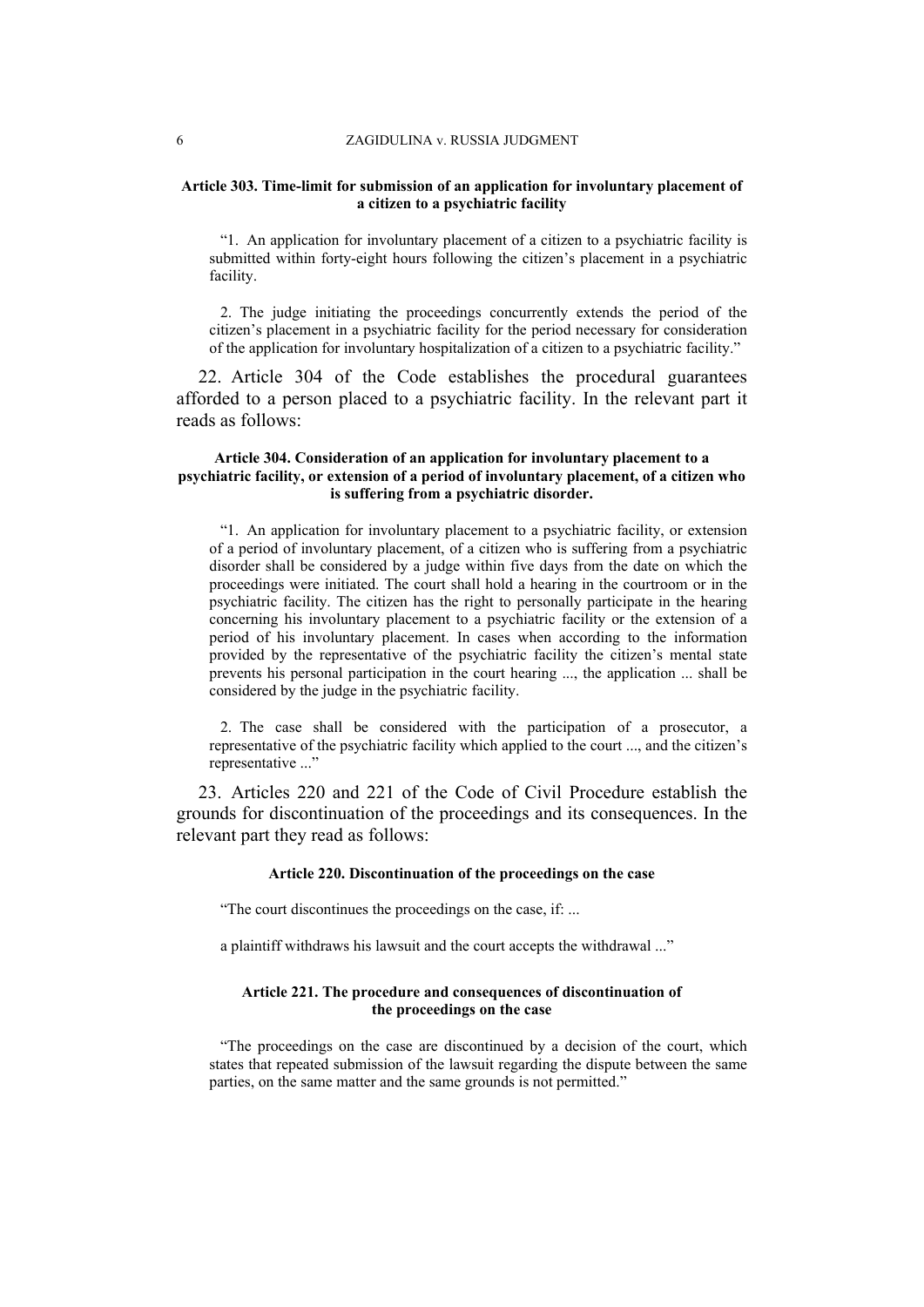**Article 303. Time-limit for submission of an application for involuntary placement of a citizen to a psychiatric facility**

> “1. An application for involuntary placement of a citizen to a psychiatric facility is submitted within forty-eight hours following the citizen’s placement in a psychiatric facility.
>
> 2. The judge initiating the proceedings concurrently extends the period of the citizen’s placement in a psychiatric facility for the period necessary for consideration of the application for involuntary hospitalization of a citizen to a psychiatric facility.”

22. Article 304 of the Code establishes the procedural guarantees afforded to a person placed to a psychiatric facility. In the relevant part it reads as follows:

**Article 304. Consideration of an application for involuntary placement to a psychiatric facility, or extension of a period of involuntary placement, of a citizen who is suffering from a psychiatric disorder.**

> “1. An application for involuntary placement to a psychiatric facility, or extension of a period of involuntary placement, of a citizen who is suffering from a psychiatric disorder shall be considered by a judge within five days from the date on which the proceedings were initiated. The court shall hold a hearing in the courtroom or in the psychiatric facility. The citizen has the right to personally participate in the hearing concerning his involuntary placement to a psychiatric facility or the extension of a period of his involuntary placement. In cases when according to the information provided by the representative of the psychiatric facility the citizen’s mental state prevents his personal participation in the court hearing ..., the application ... shall be considered by the judge in the psychiatric facility.
>
> 2. The case shall be considered with the participation of a prosecutor, a representative of the psychiatric facility which applied to the court ..., and the citizen’s representative ...”

23. Articles 220 and 221 of the Code of Civil Procedure establish the grounds for discontinuation of the proceedings and its consequences. In the relevant part they read as follows:

**Article 220. Discontinuation of the proceedings on the case**

> “The court discontinues the proceedings on the case, if: ...
>
> a plaintiff withdraws his lawsuit and the court accepts the withdrawal ...”

**Article 221. The procedure and consequences of discontinuation of the proceedings on the case**

> “The proceedings on the case are discontinued by a decision of the court, which states that repeated submission of the lawsuit regarding the dispute between the same parties, on the same matter and the same grounds is not permitted.”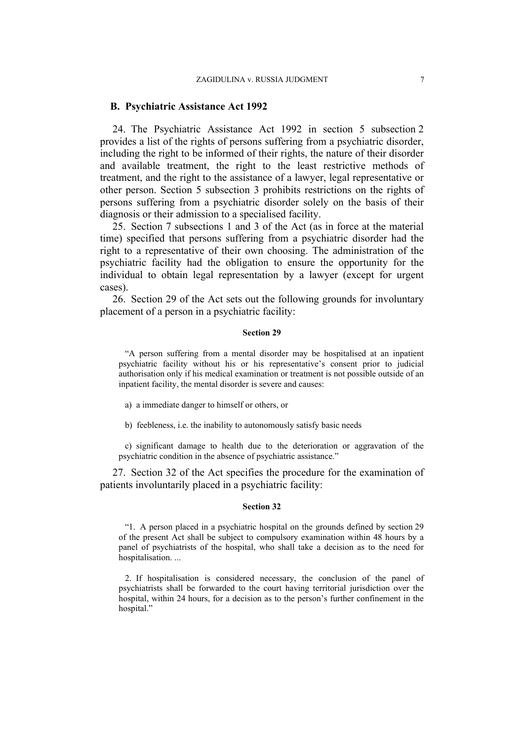### B. Psychiatric Assistance Act 1992

24. The Psychiatric Assistance Act 1992 in section 5 subsection 2 provides a list of the rights of persons suffering from a psychiatric disorder, including the right to be informed of their rights, the nature of their disorder and available treatment, the right to the least restrictive methods of treatment, and the right to the assistance of a lawyer, legal representative or other person. Section 5 subsection 3 prohibits restrictions on the rights of persons suffering from a psychiatric disorder solely on the basis of their diagnosis or their admission to a specialised facility.

25. Section 7 subsections 1 and 3 of the Act (as in force at the material time) specified that persons suffering from a psychiatric disorder had the right to a representative of their own choosing. The administration of the psychiatric facility had the obligation to ensure the opportunity for the individual to obtain legal representation by a lawyer (except for urgent cases).

26. Section 29 of the Act sets out the following grounds for involuntary placement of a person in a psychiatric facility:

**Section 29**

> "A person suffering from a mental disorder may be hospitalised at an inpatient psychiatric facility without his or his representative's consent prior to judicial authorisation only if his medical examination or treatment is not possible outside of an inpatient facility, the mental disorder is severe and causes:
>
> a) a immediate danger to himself or others, or
>
> b) feebleness, i.e. the inability to autonomously satisfy basic needs
>
> c) significant damage to health due to the deterioration or aggravation of the psychiatric condition in the absence of psychiatric assistance."

27. Section 32 of the Act specifies the procedure for the examination of patients involuntarily placed in a psychiatric facility:

**Section 32**

> "1. A person placed in a psychiatric hospital on the grounds defined by section 29 of the present Act shall be subject to compulsory examination within 48 hours by a panel of psychiatrists of the hospital, who shall take a decision as to the need for hospitalisation. ...
>
> 2. If hospitalisation is considered necessary, the conclusion of the panel of psychiatrists shall be forwarded to the court having territorial jurisdiction over the hospital, within 24 hours, for a decision as to the person's further confinement in the hospital."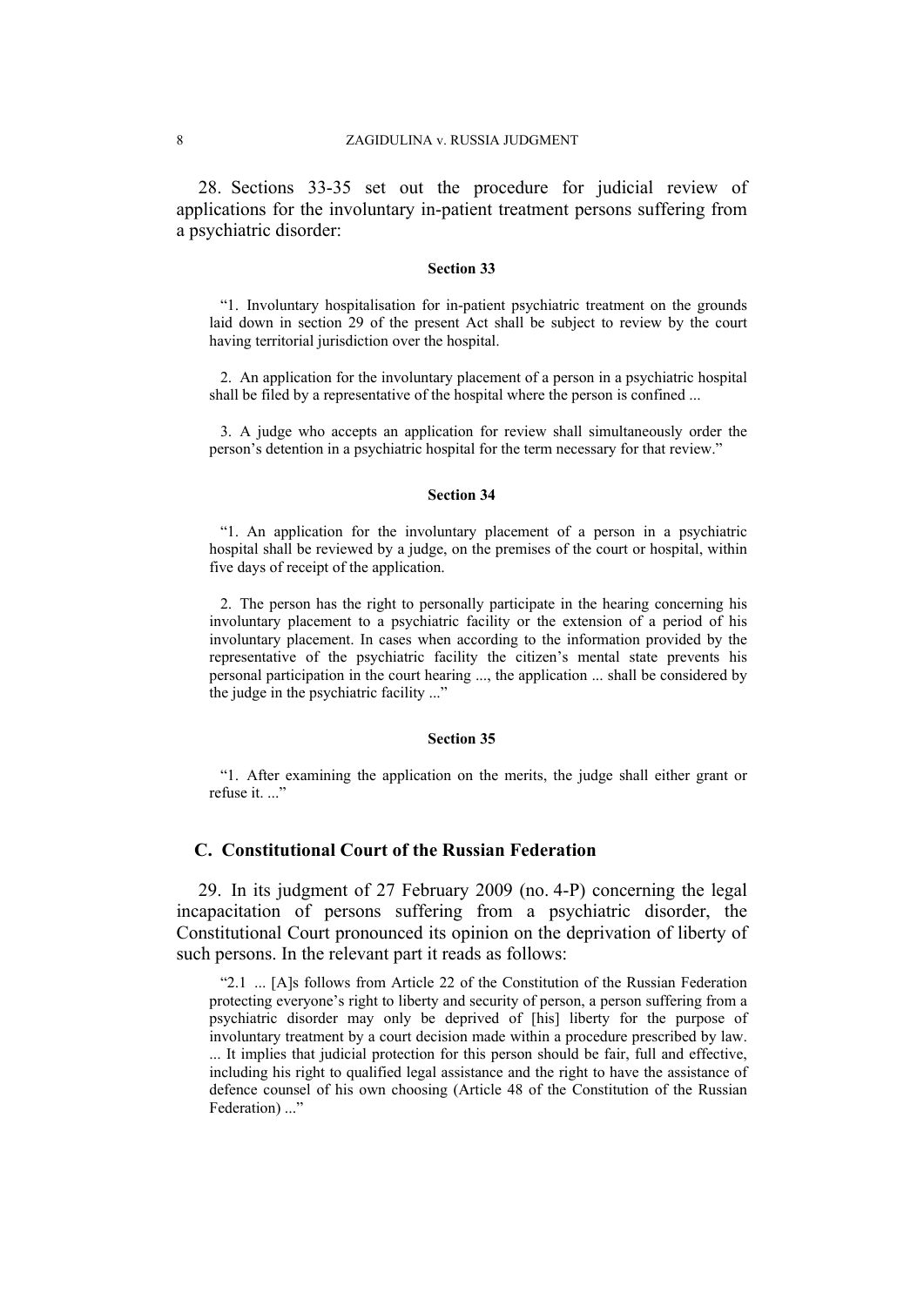28. Sections 33-35 set out the procedure for judicial review of applications for the involuntary in-patient treatment persons suffering from a psychiatric disorder:

**Section 33**

> "1. Involuntary hospitalisation for in-patient psychiatric treatment on the grounds laid down in section 29 of the present Act shall be subject to review by the court having territorial jurisdiction over the hospital.
>
> 2. An application for the involuntary placement of a person in a psychiatric hospital shall be filed by a representative of the hospital where the person is confined ...
>
> 3. A judge who accepts an application for review shall simultaneously order the person's detention in a psychiatric hospital for the term necessary for that review."

**Section 34**

> "1. An application for the involuntary placement of a person in a psychiatric hospital shall be reviewed by a judge, on the premises of the court or hospital, within five days of receipt of the application.
>
> 2. The person has the right to personally participate in the hearing concerning his involuntary placement to a psychiatric facility or the extension of a period of his involuntary placement. In cases when according to the information provided by the representative of the psychiatric facility the citizen's mental state prevents his personal participation in the court hearing ..., the application ... shall be considered by the judge in the psychiatric facility ..."

**Section 35**

> "1. After examining the application on the merits, the judge shall either grant or refuse it. ..."

## C. Constitutional Court of the Russian Federation

29. In its judgment of 27 February 2009 (no. 4-P) concerning the legal incapacitation of persons suffering from a psychiatric disorder, the Constitutional Court pronounced its opinion on the deprivation of liberty of such persons. In the relevant part it reads as follows:

> "2.1 ... [A]s follows from Article 22 of the Constitution of the Russian Federation protecting everyone's right to liberty and security of person, a person suffering from a psychiatric disorder may only be deprived of [his] liberty for the purpose of involuntary treatment by a court decision made within a procedure prescribed by law. ... It implies that judicial protection for this person should be fair, full and effective, including his right to qualified legal assistance and the right to have the assistance of defence counsel of his own choosing (Article 48 of the Constitution of the Russian Federation) ..."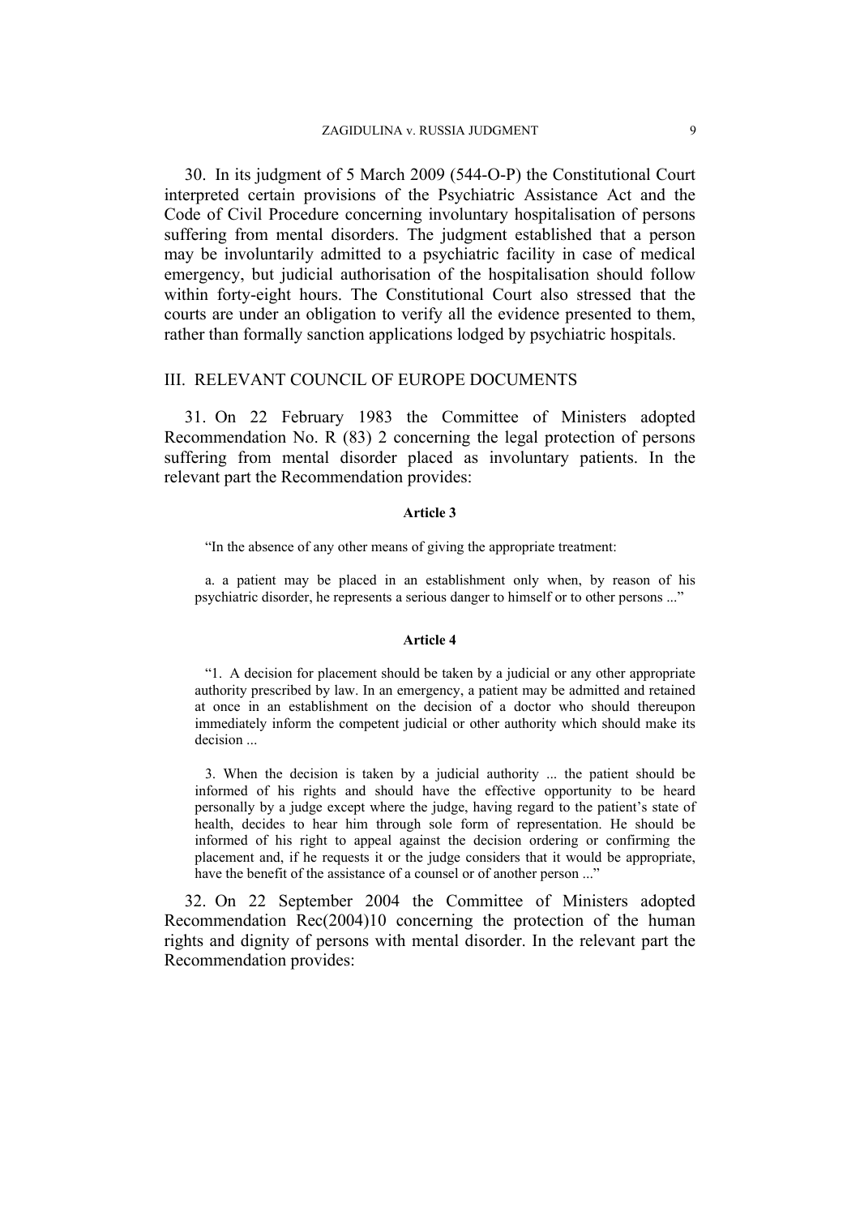30. In its judgment of 5 March 2009 (544-O-P) the Constitutional Court interpreted certain provisions of the Psychiatric Assistance Act and the Code of Civil Procedure concerning involuntary hospitalisation of persons suffering from mental disorders. The judgment established that a person may be involuntarily admitted to a psychiatric facility in case of medical emergency, but judicial authorisation of the hospitalisation should follow within forty-eight hours. The Constitutional Court also stressed that the courts are under an obligation to verify all the evidence presented to them, rather than formally sanction applications lodged by psychiatric hospitals.

## III. RELEVANT COUNCIL OF EUROPE DOCUMENTS

31. On 22 February 1983 the Committee of Ministers adopted Recommendation No. R (83) 2 concerning the legal protection of persons suffering from mental disorder placed as involuntary patients. In the relevant part the Recommendation provides:

**Article 3**

"In the absence of any other means of giving the appropriate treatment:

a. a patient may be placed in an establishment only when, by reason of his psychiatric disorder, he represents a serious danger to himself or to other persons ..."

**Article 4**

"1. A decision for placement should be taken by a judicial or any other appropriate authority prescribed by law. In an emergency, a patient may be admitted and retained at once in an establishment on the decision of a doctor who should thereupon immediately inform the competent judicial or other authority which should make its decision ...

3. When the decision is taken by a judicial authority ... the patient should be informed of his rights and should have the effective opportunity to be heard personally by a judge except where the judge, having regard to the patient's state of health, decides to hear him through sole form of representation. He should be informed of his right to appeal against the decision ordering or confirming the placement and, if he requests it or the judge considers that it would be appropriate, have the benefit of the assistance of a counsel or of another person ..."

32. On 22 September 2004 the Committee of Ministers adopted Recommendation Rec(2004)10 concerning the protection of the human rights and dignity of persons with mental disorder. In the relevant part the Recommendation provides: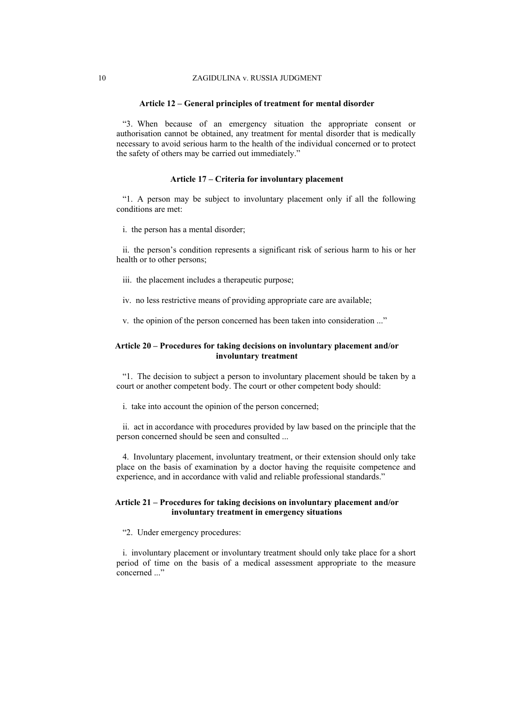#### **Article 12 – General principles of treatment for mental disorder**

“3. When because of an emergency situation the appropriate consent or authorisation cannot be obtained, any treatment for mental disorder that is medically necessary to avoid serious harm to the health of the individual concerned or to protect the safety of others may be carried out immediately.”

#### **Article 17 – Criteria for involuntary placement**

“1. A person may be subject to involuntary placement only if all the following conditions are met:

i. the person has a mental disorder;

ii. the person’s condition represents a significant risk of serious harm to his or her health or to other persons;

iii. the placement includes a therapeutic purpose;

iv. no less restrictive means of providing appropriate care are available;

v. the opinion of the person concerned has been taken into consideration ...”

#### **Article 20 – Procedures for taking decisions on involuntary placement and/or involuntary treatment**

“1. The decision to subject a person to involuntary placement should be taken by a court or another competent body. The court or other competent body should:

i. take into account the opinion of the person concerned;

ii. act in accordance with procedures provided by law based on the principle that the person concerned should be seen and consulted ...

4. Involuntary placement, involuntary treatment, or their extension should only take place on the basis of examination by a doctor having the requisite competence and experience, and in accordance with valid and reliable professional standards.”

#### **Article 21 – Procedures for taking decisions on involuntary placement and/or involuntary treatment in emergency situations**

“2. Under emergency procedures:

i. involuntary placement or involuntary treatment should only take place for a short period of time on the basis of a medical assessment appropriate to the measure concerned ...”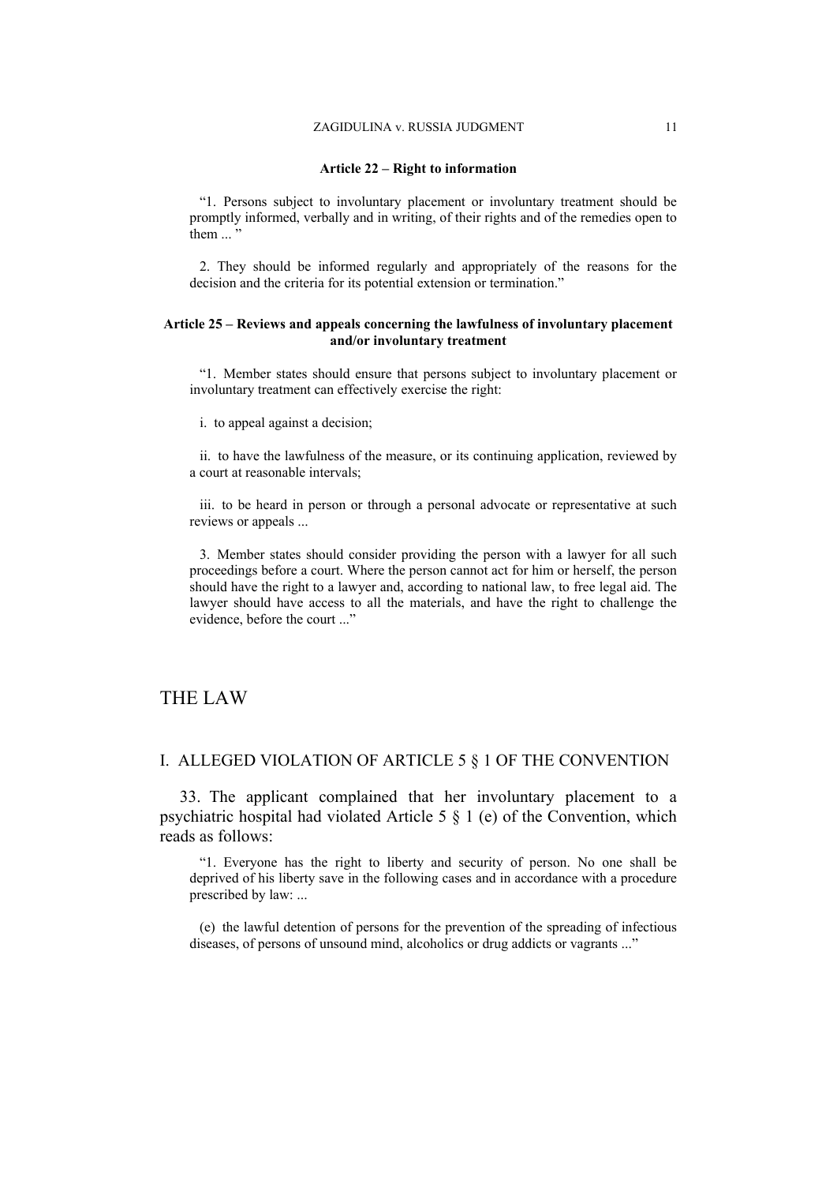**Article 22 – Right to information**

> "1. Persons subject to involuntary placement or involuntary treatment should be promptly informed, verbally and in writing, of their rights and of the remedies open to them ... "
>
> 2. They should be informed regularly and appropriately of the reasons for the decision and the criteria for its potential extension or termination."

**Article 25 – Reviews and appeals concerning the lawfulness of involuntary placement and/or involuntary treatment**

> "1. Member states should ensure that persons subject to involuntary placement or involuntary treatment can effectively exercise the right:
>
> i. to appeal against a decision;
>
> ii. to have the lawfulness of the measure, or its continuing application, reviewed by a court at reasonable intervals;
>
> iii. to be heard in person or through a personal advocate or representative at such reviews or appeals ...
>
> 3. Member states should consider providing the person with a lawyer for all such proceedings before a court. Where the person cannot act for him or herself, the person should have the right to a lawyer and, according to national law, to free legal aid. The lawyer should have access to all the materials, and have the right to challenge the evidence, before the court ..."

# THE LAW

## I. ALLEGED VIOLATION OF ARTICLE 5 § 1 OF THE CONVENTION

33. The applicant complained that her involuntary placement to a psychiatric hospital had violated Article 5 § 1 (e) of the Convention, which reads as follows:

> "1. Everyone has the right to liberty and security of person. No one shall be deprived of his liberty save in the following cases and in accordance with a procedure prescribed by law: ...
>
> (e) the lawful detention of persons for the prevention of the spreading of infectious diseases, of persons of unsound mind, alcoholics or drug addicts or vagrants ..."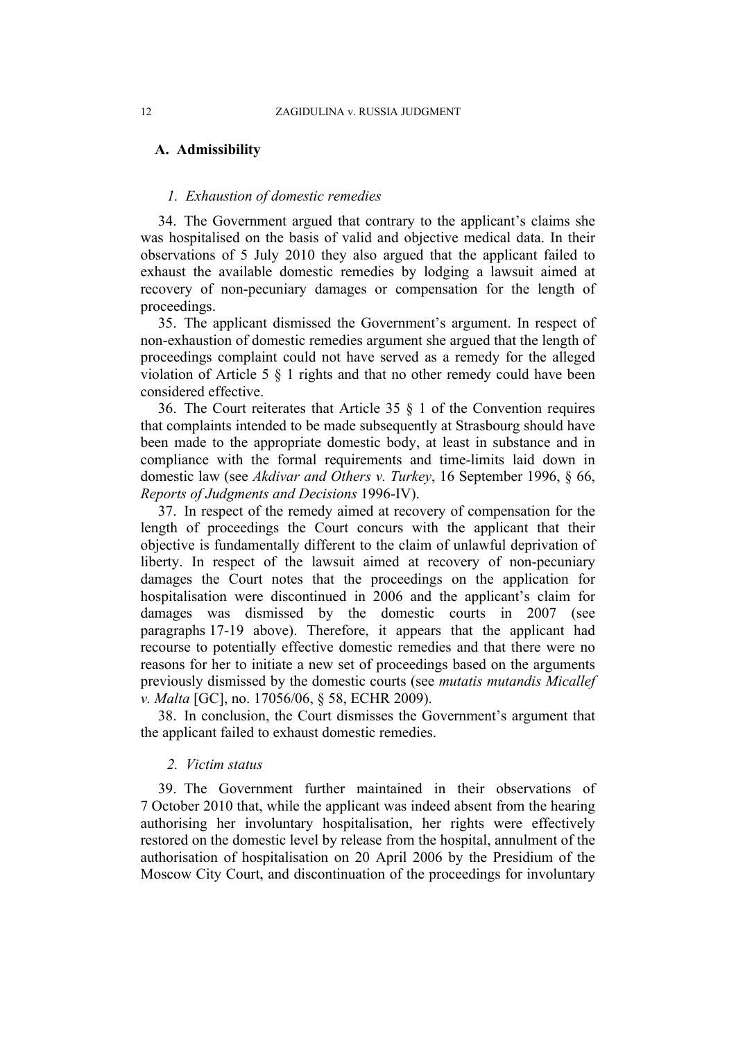## A. Admissibility

### *1. Exhaustion of domestic remedies*

34. The Government argued that contrary to the applicant's claims she was hospitalised on the basis of valid and objective medical data. In their observations of 5 July 2010 they also argued that the applicant failed to exhaust the available domestic remedies by lodging a lawsuit aimed at recovery of non-pecuniary damages or compensation for the length of proceedings.

35. The applicant dismissed the Government's argument. In respect of non-exhaustion of domestic remedies argument she argued that the length of proceedings complaint could not have served as a remedy for the alleged violation of Article 5 § 1 rights and that no other remedy could have been considered effective.

36. The Court reiterates that Article 35 § 1 of the Convention requires that complaints intended to be made subsequently at Strasbourg should have been made to the appropriate domestic body, at least in substance and in compliance with the formal requirements and time-limits laid down in domestic law (see *Akdivar and Others v. Turkey*, 16 September 1996, § 66, *Reports of Judgments and Decisions* 1996-IV).

37. In respect of the remedy aimed at recovery of compensation for the length of proceedings the Court concurs with the applicant that their objective is fundamentally different to the claim of unlawful deprivation of liberty. In respect of the lawsuit aimed at recovery of non-pecuniary damages the Court notes that the proceedings on the application for hospitalisation were discontinued in 2006 and the applicant's claim for damages was dismissed by the domestic courts in 2007 (see paragraphs 17-19 above). Therefore, it appears that the applicant had recourse to potentially effective domestic remedies and that there were no reasons for her to initiate a new set of proceedings based on the arguments previously dismissed by the domestic courts (see *mutatis mutandis Micallef v. Malta* [GC], no. 17056/06, § 58, ECHR 2009).

38. In conclusion, the Court dismisses the Government's argument that the applicant failed to exhaust domestic remedies.

### *2. Victim status*

39. The Government further maintained in their observations of 7 October 2010 that, while the applicant was indeed absent from the hearing authorising her involuntary hospitalisation, her rights were effectively restored on the domestic level by release from the hospital, annulment of the authorisation of hospitalisation on 20 April 2006 by the Presidium of the Moscow City Court, and discontinuation of the proceedings for involuntary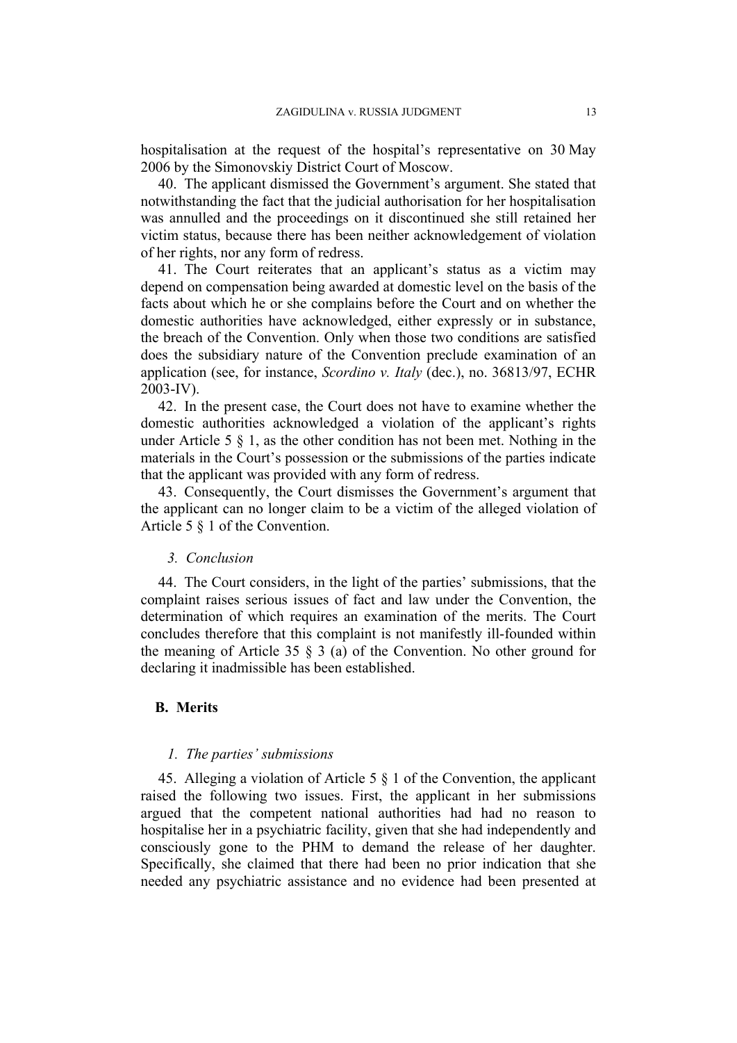hospitalisation at the request of the hospital's representative on 30 May 2006 by the Simonovskiy District Court of Moscow.

40. The applicant dismissed the Government's argument. She stated that notwithstanding the fact that the judicial authorisation for her hospitalisation was annulled and the proceedings on it discontinued she still retained her victim status, because there has been neither acknowledgement of violation of her rights, nor any form of redress.

41. The Court reiterates that an applicant's status as a victim may depend on compensation being awarded at domestic level on the basis of the facts about which he or she complains before the Court and on whether the domestic authorities have acknowledged, either expressly or in substance, the breach of the Convention. Only when those two conditions are satisfied does the subsidiary nature of the Convention preclude examination of an application (see, for instance, *Scordino v. Italy* (dec.), no. 36813/97, ECHR 2003-IV).

42. In the present case, the Court does not have to examine whether the domestic authorities acknowledged a violation of the applicant's rights under Article 5 § 1, as the other condition has not been met. Nothing in the materials in the Court's possession or the submissions of the parties indicate that the applicant was provided with any form of redress.

43. Consequently, the Court dismisses the Government's argument that the applicant can no longer claim to be a victim of the alleged violation of Article 5 § 1 of the Convention.

#### *3. Conclusion*

44. The Court considers, in the light of the parties' submissions, that the complaint raises serious issues of fact and law under the Convention, the determination of which requires an examination of the merits. The Court concludes therefore that this complaint is not manifestly ill-founded within the meaning of Article 35 § 3 (a) of the Convention. No other ground for declaring it inadmissible has been established.

### B. Merits

#### *1. The parties' submissions*

45. Alleging a violation of Article 5 § 1 of the Convention, the applicant raised the following two issues. First, the applicant in her submissions argued that the competent national authorities had had no reason to hospitalise her in a psychiatric facility, given that she had independently and consciously gone to the PHM to demand the release of her daughter. Specifically, she claimed that there had been no prior indication that she needed any psychiatric assistance and no evidence had been presented at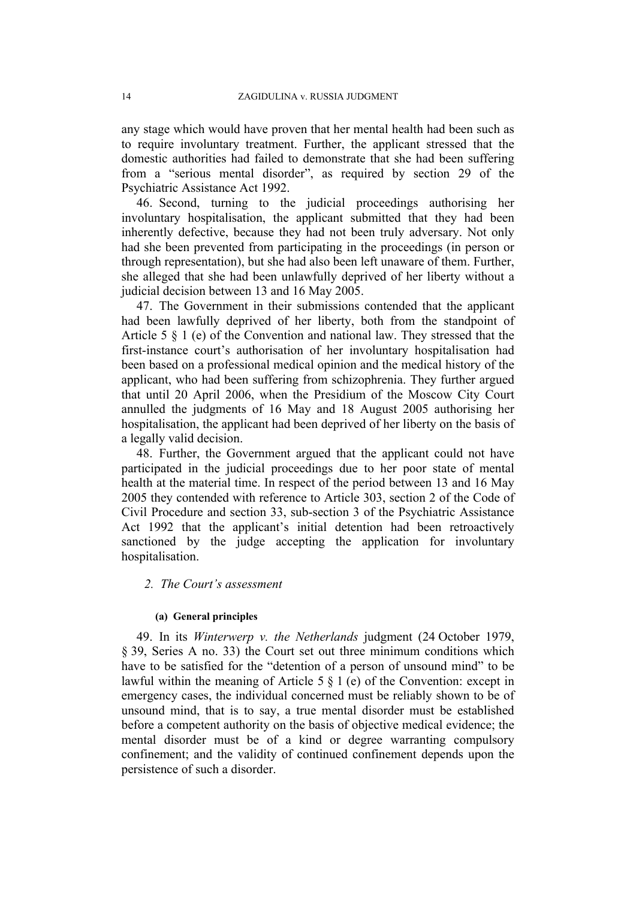any stage which would have proven that her mental health had been such as to require involuntary treatment. Further, the applicant stressed that the domestic authorities had failed to demonstrate that she had been suffering from a "serious mental disorder", as required by section 29 of the Psychiatric Assistance Act 1992.

46. Second, turning to the judicial proceedings authorising her involuntary hospitalisation, the applicant submitted that they had been inherently defective, because they had not been truly adversary. Not only had she been prevented from participating in the proceedings (in person or through representation), but she had also been left unaware of them. Further, she alleged that she had been unlawfully deprived of her liberty without a judicial decision between 13 and 16 May 2005.

47. The Government in their submissions contended that the applicant had been lawfully deprived of her liberty, both from the standpoint of Article 5 § 1 (e) of the Convention and national law. They stressed that the first-instance court's authorisation of her involuntary hospitalisation had been based on a professional medical opinion and the medical history of the applicant, who had been suffering from schizophrenia. They further argued that until 20 April 2006, when the Presidium of the Moscow City Court annulled the judgments of 16 May and 18 August 2005 authorising her hospitalisation, the applicant had been deprived of her liberty on the basis of a legally valid decision.

48. Further, the Government argued that the applicant could not have participated in the judicial proceedings due to her poor state of mental health at the material time. In respect of the period between 13 and 16 May 2005 they contended with reference to Article 303, section 2 of the Code of Civil Procedure and section 33, sub-section 3 of the Psychiatric Assistance Act 1992 that the applicant's initial detention had been retroactively sanctioned by the judge accepting the application for involuntary hospitalisation.

### 2. *The Court's assessment*

#### (a) General principles

49. In its *Winterwerp v. the Netherlands* judgment (24 October 1979, § 39, Series A no. 33) the Court set out three minimum conditions which have to be satisfied for the "detention of a person of unsound mind" to be lawful within the meaning of Article 5 § 1 (e) of the Convention: except in emergency cases, the individual concerned must be reliably shown to be of unsound mind, that is to say, a true mental disorder must be established before a competent authority on the basis of objective medical evidence; the mental disorder must be of a kind or degree warranting compulsory confinement; and the validity of continued confinement depends upon the persistence of such a disorder.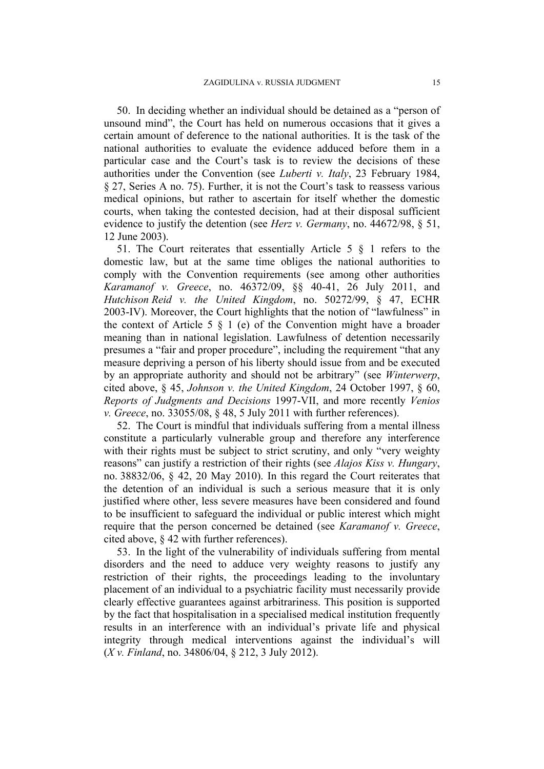50. In deciding whether an individual should be detained as a "person of unsound mind", the Court has held on numerous occasions that it gives a certain amount of deference to the national authorities. It is the task of the national authorities to evaluate the evidence adduced before them in a particular case and the Court's task is to review the decisions of these authorities under the Convention (see *Luberti v. Italy*, 23 February 1984, § 27, Series A no. 75). Further, it is not the Court's task to reassess various medical opinions, but rather to ascertain for itself whether the domestic courts, when taking the contested decision, had at their disposal sufficient evidence to justify the detention (see *Herz v. Germany*, no. 44672/98, § 51, 12 June 2003).

51. The Court reiterates that essentially Article 5 § 1 refers to the domestic law, but at the same time obliges the national authorities to comply with the Convention requirements (see among other authorities *Karamanof v. Greece*, no. 46372/09, §§ 40-41, 26 July 2011, and *Hutchison Reid v. the United Kingdom*, no. 50272/99, § 47, ECHR 2003-IV). Moreover, the Court highlights that the notion of "lawfulness" in the context of Article 5 § 1 (e) of the Convention might have a broader meaning than in national legislation. Lawfulness of detention necessarily presumes a "fair and proper procedure", including the requirement "that any measure depriving a person of his liberty should issue from and be executed by an appropriate authority and should not be arbitrary" (see *Winterwerp*, cited above, § 45, *Johnson v. the United Kingdom*, 24 October 1997, § 60, *Reports of Judgments and Decisions* 1997-VII, and more recently *Venios v. Greece*, no. 33055/08, § 48, 5 July 2011 with further references).

52. The Court is mindful that individuals suffering from a mental illness constitute a particularly vulnerable group and therefore any interference with their rights must be subject to strict scrutiny, and only "very weighty reasons" can justify a restriction of their rights (see *Alajos Kiss v. Hungary*, no. 38832/06, § 42, 20 May 2010). In this regard the Court reiterates that the detention of an individual is such a serious measure that it is only justified where other, less severe measures have been considered and found to be insufficient to safeguard the individual or public interest which might require that the person concerned be detained (see *Karamanof v. Greece*, cited above, § 42 with further references).

53. In the light of the vulnerability of individuals suffering from mental disorders and the need to adduce very weighty reasons to justify any restriction of their rights, the proceedings leading to the involuntary placement of an individual to a psychiatric facility must necessarily provide clearly effective guarantees against arbitrariness. This position is supported by the fact that hospitalisation in a specialised medical institution frequently results in an interference with an individual's private life and physical integrity through medical interventions against the individual's will (*X v. Finland*, no. 34806/04, § 212, 3 July 2012).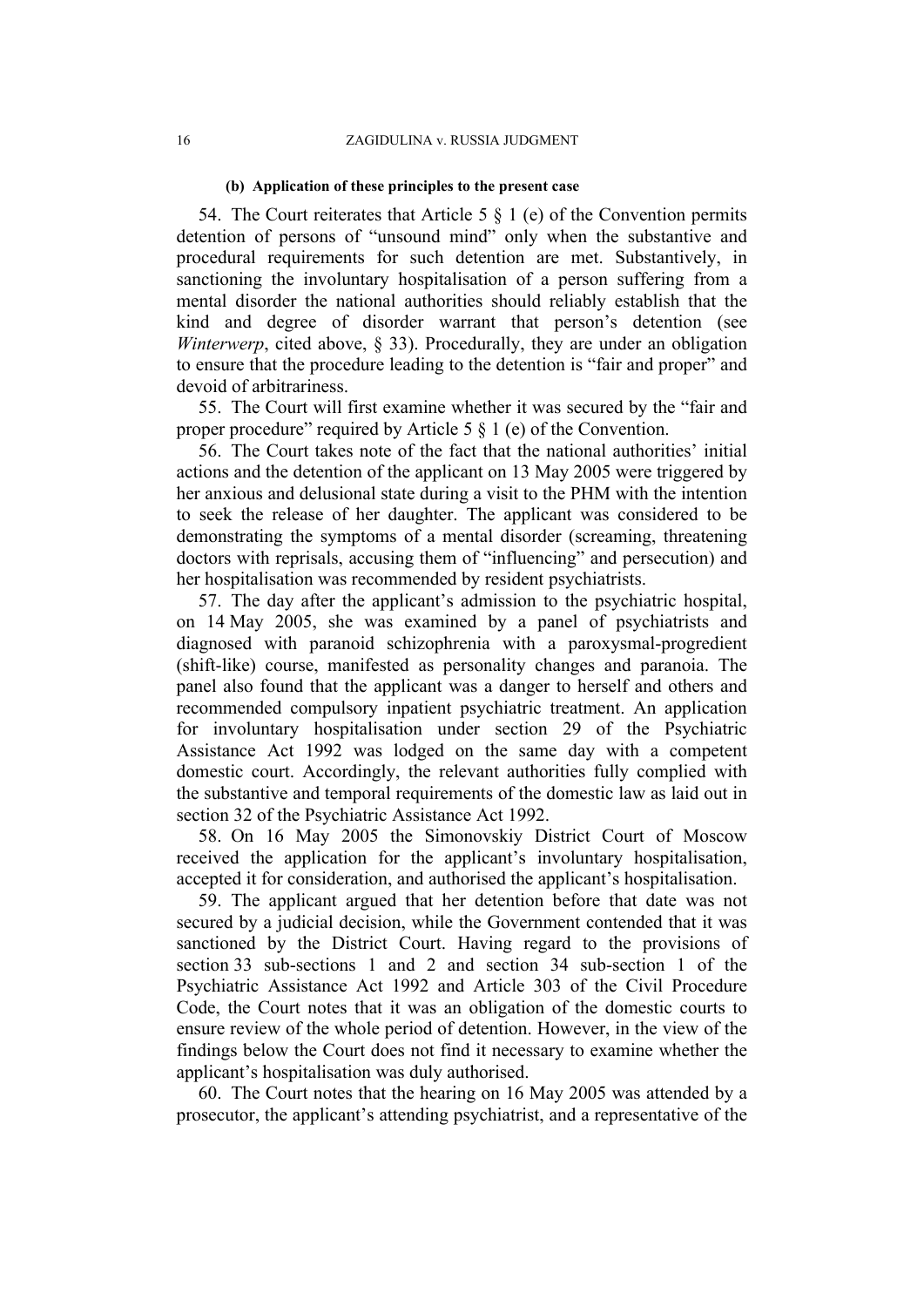#### (b) Application of these principles to the present case

54. The Court reiterates that Article 5 § 1 (e) of the Convention permits detention of persons of "unsound mind" only when the substantive and procedural requirements for such detention are met. Substantively, in sanctioning the involuntary hospitalisation of a person suffering from a mental disorder the national authorities should reliably establish that the kind and degree of disorder warrant that person's detention (see *Winterwerp*, cited above, § 33). Procedurally, they are under an obligation to ensure that the procedure leading to the detention is "fair and proper" and devoid of arbitrariness.

55. The Court will first examine whether it was secured by the "fair and proper procedure" required by Article 5 § 1 (e) of the Convention.

56. The Court takes note of the fact that the national authorities' initial actions and the detention of the applicant on 13 May 2005 were triggered by her anxious and delusional state during a visit to the PHM with the intention to seek the release of her daughter. The applicant was considered to be demonstrating the symptoms of a mental disorder (screaming, threatening doctors with reprisals, accusing them of "influencing" and persecution) and her hospitalisation was recommended by resident psychiatrists.

57. The day after the applicant's admission to the psychiatric hospital, on 14 May 2005, she was examined by a panel of psychiatrists and diagnosed with paranoid schizophrenia with a paroxysmal-progredient (shift-like) course, manifested as personality changes and paranoia. The panel also found that the applicant was a danger to herself and others and recommended compulsory inpatient psychiatric treatment. An application for involuntary hospitalisation under section 29 of the Psychiatric Assistance Act 1992 was lodged on the same day with a competent domestic court. Accordingly, the relevant authorities fully complied with the substantive and temporal requirements of the domestic law as laid out in section 32 of the Psychiatric Assistance Act 1992.

58. On 16 May 2005 the Simonovskiy District Court of Moscow received the application for the applicant's involuntary hospitalisation, accepted it for consideration, and authorised the applicant's hospitalisation.

59. The applicant argued that her detention before that date was not secured by a judicial decision, while the Government contended that it was sanctioned by the District Court. Having regard to the provisions of section 33 sub-sections 1 and 2 and section 34 sub-section 1 of the Psychiatric Assistance Act 1992 and Article 303 of the Civil Procedure Code, the Court notes that it was an obligation of the domestic courts to ensure review of the whole period of detention. However, in the view of the findings below the Court does not find it necessary to examine whether the applicant's hospitalisation was duly authorised.

60. The Court notes that the hearing on 16 May 2005 was attended by a prosecutor, the applicant's attending psychiatrist, and a representative of the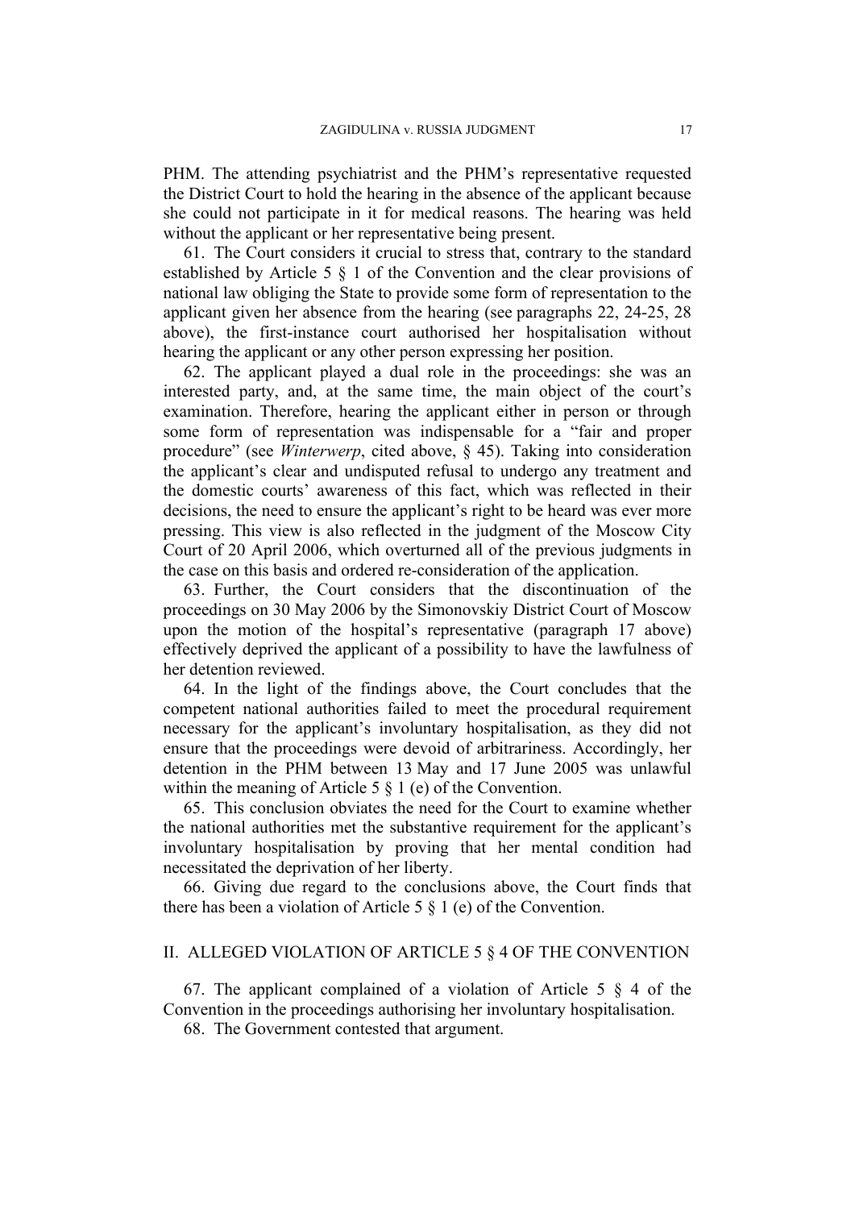PHM. The attending psychiatrist and the PHM's representative requested the District Court to hold the hearing in the absence of the applicant because she could not participate in it for medical reasons. The hearing was held without the applicant or her representative being present.

61. The Court considers it crucial to stress that, contrary to the standard established by Article 5 § 1 of the Convention and the clear provisions of national law obliging the State to provide some form of representation to the applicant given her absence from the hearing (see paragraphs 22, 24-25, 28 above), the first-instance court authorised her hospitalisation without hearing the applicant or any other person expressing her position.

62. The applicant played a dual role in the proceedings: she was an interested party, and, at the same time, the main object of the court's examination. Therefore, hearing the applicant either in person or through some form of representation was indispensable for a "fair and proper procedure" (see *Winterwerp*, cited above, § 45). Taking into consideration the applicant's clear and undisputed refusal to undergo any treatment and the domestic courts' awareness of this fact, which was reflected in their decisions, the need to ensure the applicant's right to be heard was ever more pressing. This view is also reflected in the judgment of the Moscow City Court of 20 April 2006, which overturned all of the previous judgments in the case on this basis and ordered re-consideration of the application.

63. Further, the Court considers that the discontinuation of the proceedings on 30 May 2006 by the Simonovskiy District Court of Moscow upon the motion of the hospital's representative (paragraph 17 above) effectively deprived the applicant of a possibility to have the lawfulness of her detention reviewed.

64. In the light of the findings above, the Court concludes that the competent national authorities failed to meet the procedural requirement necessary for the applicant's involuntary hospitalisation, as they did not ensure that the proceedings were devoid of arbitrariness. Accordingly, her detention in the PHM between 13 May and 17 June 2005 was unlawful within the meaning of Article 5 § 1 (e) of the Convention.

65. This conclusion obviates the need for the Court to examine whether the national authorities met the substantive requirement for the applicant's involuntary hospitalisation by proving that her mental condition had necessitated the deprivation of her liberty.

66. Giving due regard to the conclusions above, the Court finds that there has been a violation of Article 5 § 1 (e) of the Convention.

## II. ALLEGED VIOLATION OF ARTICLE 5 § 4 OF THE CONVENTION

67. The applicant complained of a violation of Article 5 § 4 of the Convention in the proceedings authorising her involuntary hospitalisation.

68. The Government contested that argument.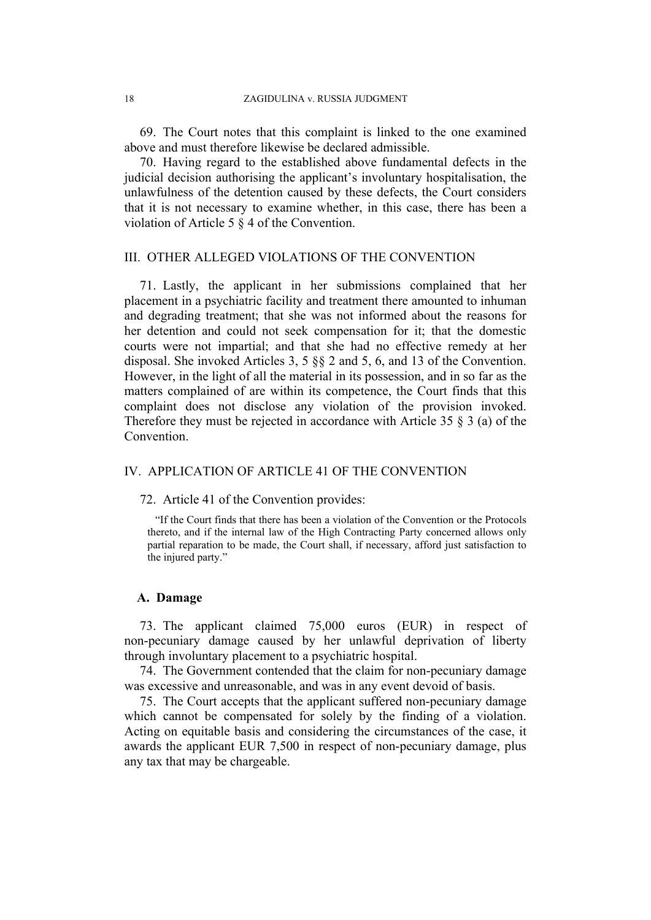69. The Court notes that this complaint is linked to the one examined above and must therefore likewise be declared admissible.

70. Having regard to the established above fundamental defects in the judicial decision authorising the applicant's involuntary hospitalisation, the unlawfulness of the detention caused by these defects, the Court considers that it is not necessary to examine whether, in this case, there has been a violation of Article 5 § 4 of the Convention.

## III. OTHER ALLEGED VIOLATIONS OF THE CONVENTION

71. Lastly, the applicant in her submissions complained that her placement in a psychiatric facility and treatment there amounted to inhuman and degrading treatment; that she was not informed about the reasons for her detention and could not seek compensation for it; that the domestic courts were not impartial; and that she had no effective remedy at her disposal. She invoked Articles 3, 5 §§ 2 and 5, 6, and 13 of the Convention. However, in the light of all the material in its possession, and in so far as the matters complained of are within its competence, the Court finds that this complaint does not disclose any violation of the provision invoked. Therefore they must be rejected in accordance with Article 35 § 3 (a) of the Convention.

## IV. APPLICATION OF ARTICLE 41 OF THE CONVENTION

72. Article 41 of the Convention provides:

> "If the Court finds that there has been a violation of the Convention or the Protocols thereto, and if the internal law of the High Contracting Party concerned allows only partial reparation to be made, the Court shall, if necessary, afford just satisfaction to the injured party."

### A. Damage

73. The applicant claimed 75,000 euros (EUR) in respect of non-pecuniary damage caused by her unlawful deprivation of liberty through involuntary placement to a psychiatric hospital.

74. The Government contended that the claim for non-pecuniary damage was excessive and unreasonable, and was in any event devoid of basis.

75. The Court accepts that the applicant suffered non-pecuniary damage which cannot be compensated for solely by the finding of a violation. Acting on equitable basis and considering the circumstances of the case, it awards the applicant EUR 7,500 in respect of non-pecuniary damage, plus any tax that may be chargeable.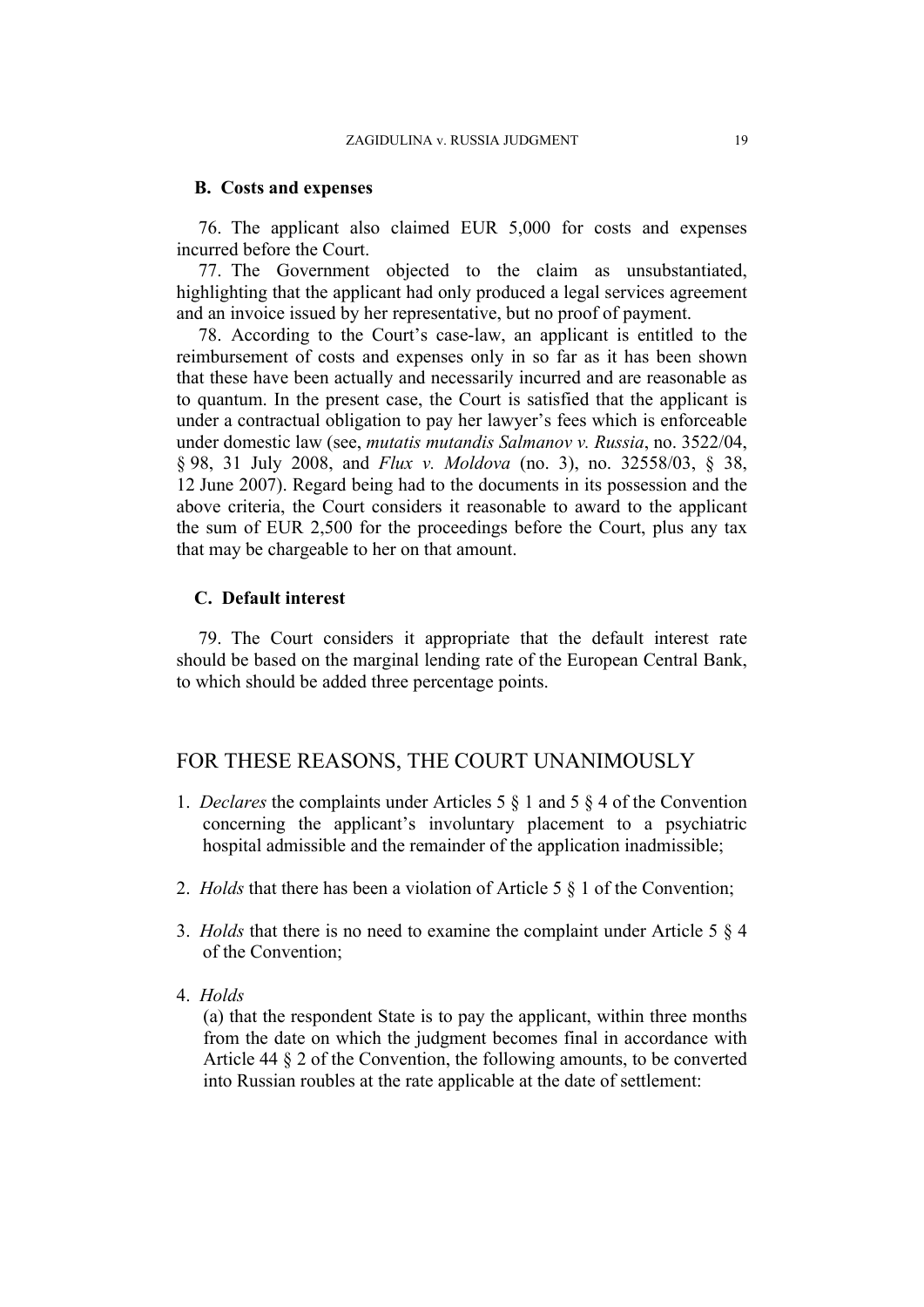### B. Costs and expenses

76. The applicant also claimed EUR 5,000 for costs and expenses incurred before the Court.

77. The Government objected to the claim as unsubstantiated, highlighting that the applicant had only produced a legal services agreement and an invoice issued by her representative, but no proof of payment.

78. According to the Court's case-law, an applicant is entitled to the reimbursement of costs and expenses only in so far as it has been shown that these have been actually and necessarily incurred and are reasonable as to quantum. In the present case, the Court is satisfied that the applicant is under a contractual obligation to pay her lawyer's fees which is enforceable under domestic law (see, *mutatis mutandis Salmanov v. Russia*, no. 3522/04, § 98, 31 July 2008, and *Flux v. Moldova* (no. 3), no. 32558/03, § 38, 12 June 2007). Regard being had to the documents in its possession and the above criteria, the Court considers it reasonable to award to the applicant the sum of EUR 2,500 for the proceedings before the Court, plus any tax that may be chargeable to her on that amount.

### C. Default interest

79. The Court considers it appropriate that the default interest rate should be based on the marginal lending rate of the European Central Bank, to which should be added three percentage points.

## FOR THESE REASONS, THE COURT UNANIMOUSLY

1. *Declares* the complaints under Articles 5 § 1 and 5 § 4 of the Convention concerning the applicant's involuntary placement to a psychiatric hospital admissible and the remainder of the application inadmissible;

2. *Holds* that there has been a violation of Article 5 § 1 of the Convention;

3. *Holds* that there is no need to examine the complaint under Article 5 § 4 of the Convention;

4. *Holds*

   (a) that the respondent State is to pay the applicant, within three months from the date on which the judgment becomes final in accordance with Article 44 § 2 of the Convention, the following amounts, to be converted into Russian roubles at the rate applicable at the date of settlement: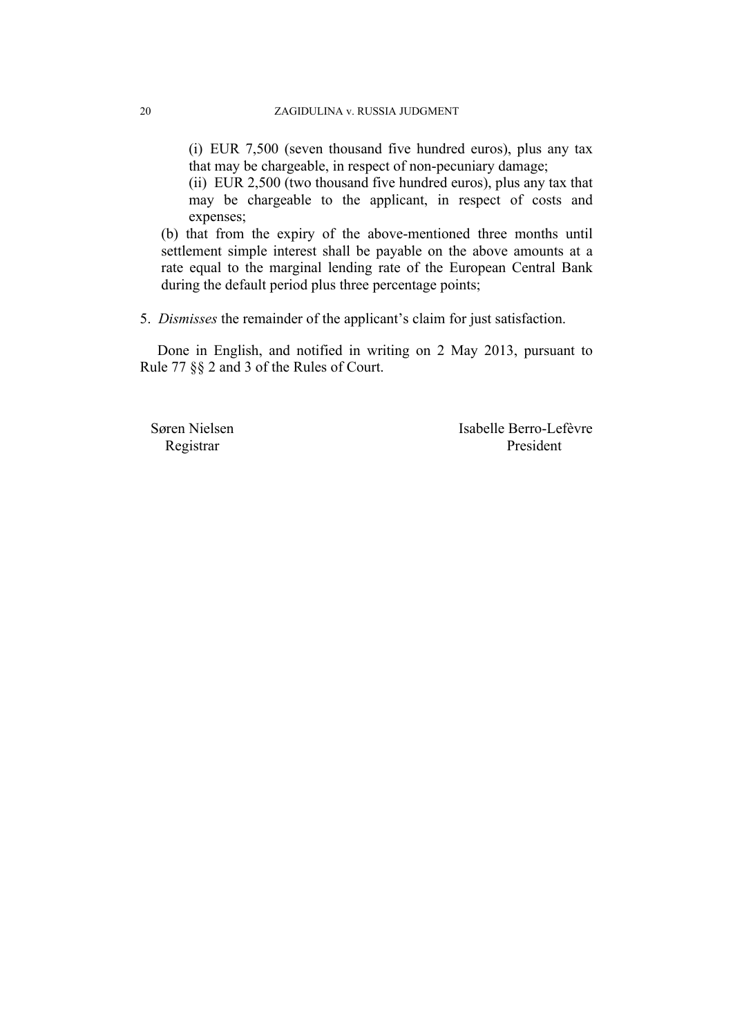(i) EUR 7,500 (seven thousand five hundred euros), plus any tax that may be chargeable, in respect of non-pecuniary damage;

(ii) EUR 2,500 (two thousand five hundred euros), plus any tax that may be chargeable to the applicant, in respect of costs and expenses;

(b) that from the expiry of the above-mentioned three months until settlement simple interest shall be payable on the above amounts at a rate equal to the marginal lending rate of the European Central Bank during the default period plus three percentage points;

5. *Dismisses* the remainder of the applicant's claim for just satisfaction.

Done in English, and notified in writing on 2 May 2013, pursuant to Rule 77 §§ 2 and 3 of the Rules of Court.

Søren Nielsen
Registrar

Isabelle Berro-Lefèvre
President